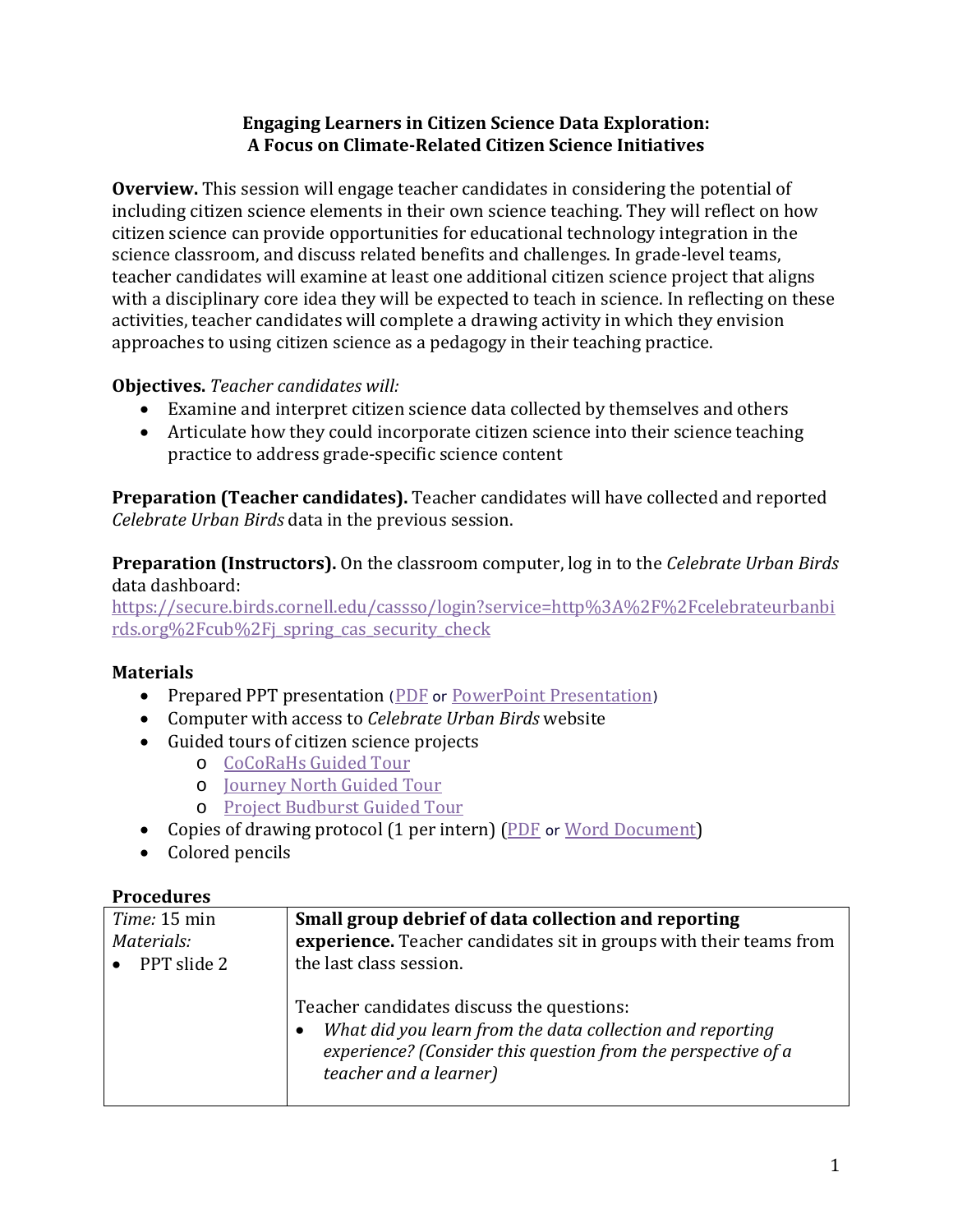# Engaging Learners in Citizen Science Data Exploration:
# A Focus on Climate-Related Citizen Science Initiatives

**Overview.** This session will engage teacher candidates in considering the potential of including citizen science elements in their own science teaching. They will reflect on how citizen science can provide opportunities for educational technology integration in the science classroom, and discuss related benefits and challenges. In grade-level teams, teacher candidates will examine at least one additional citizen science project that aligns with a disciplinary core idea they will be expected to teach in science. In reflecting on these activities, teacher candidates will complete a drawing activity in which they envision approaches to using citizen science as a pedagogy in their teaching practice.

**Objectives.** *Teacher candidates will:*

- Examine and interpret citizen science data collected by themselves and others
- Articulate how they could incorporate citizen science into their science teaching practice to address grade-specific science content

**Preparation (Teacher candidates).** Teacher candidates will have collected and reported *Celebrate Urban Birds* data in the previous session.

**Preparation (Instructors).** On the classroom computer, log in to the *Celebrate Urban Birds* data dashboard:
https://secure.birds.cornell.edu/cassso/login?service=http%3A%2F%2Fcelebrateurbanbirds.org%2Fcub%2Fj_spring_cas_security_check

## Materials

- Prepared PPT presentation (PDF or PowerPoint Presentation)
- Computer with access to *Celebrate Urban Birds* website
- Guided tours of citizen science projects
  - CoCoRaHs Guided Tour
  - Journey North Guided Tour
  - Project Budburst Guided Tour
- Copies of drawing protocol (1 per intern) (PDF or Word Document)
- Colored pencils

## Procedures

| | |
|---|---|
| *Time:* 15 min<br>*Materials:*<br>• PPT slide 2 | **Small group debrief of data collection and reporting experience.** Teacher candidates sit in groups with their teams from the last class session.<br><br>Teacher candidates discuss the questions:<br>• *What did you learn from the data collection and reporting experience? (Consider this question from the perspective of a teacher and a learner)* |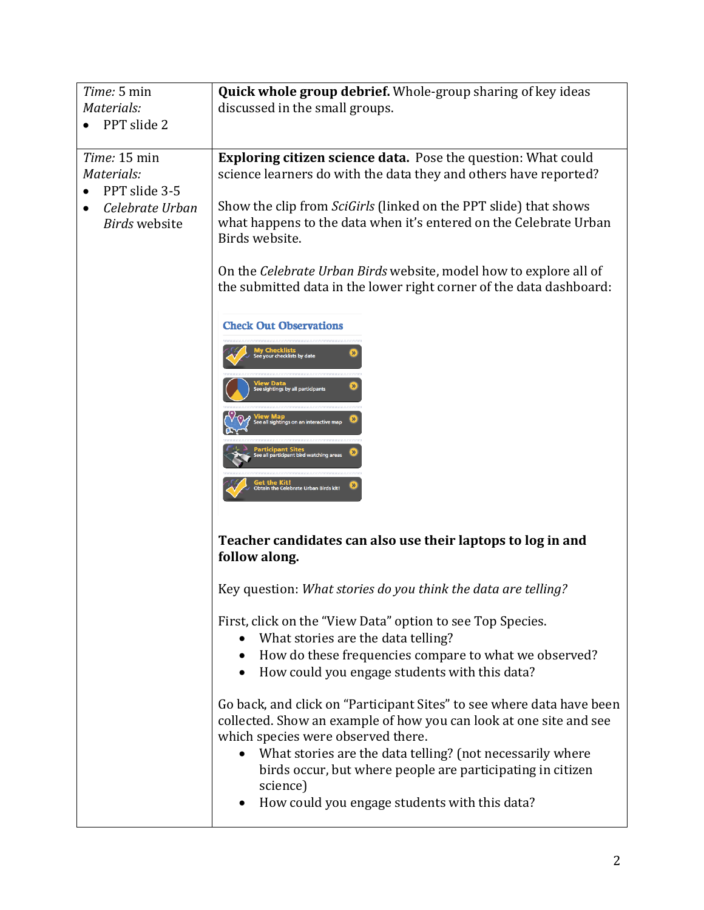| | |
|---|---|
| *Time:* 5 min<br>*Materials:*<br>• PPT slide 2 | **Quick whole group debrief.** Whole-group sharing of key ideas discussed in the small groups. |
| *Time:* 15 min<br>*Materials:*<br>• PPT slide 3-5<br>• *Celebrate Urban Birds* website | **Exploring citizen science data.** Pose the question: What could science learners do with the data they and others have reported?<br><br>Show the clip from *SciGirls* (linked on the PPT slide) that shows what happens to the data when it's entered on the Celebrate Urban Birds website.<br><br>On the *Celebrate Urban Birds* website, model how to explore all of the submitted data in the lower right corner of the data dashboard:<br><br>Check Out Observations<br>My Checklists – See your checklists by date<br>View Data – See sightings by all participants<br>View Map – See all sightings on an interactive map<br>Participant Sites – See all participant bird watching areas<br>Get the Kit! – Obtain the Celebrate Urban Birds kit!<br><br>**Teacher candidates can also use their laptops to log in and follow along.**<br><br>Key question: *What stories do you think the data are telling?*<br><br>First, click on the "View Data" option to see Top Species.<br>• What stories are the data telling?<br>• How do these frequencies compare to what we observed?<br>• How could you engage students with this data?<br><br>Go back, and click on "Participant Sites" to see where data have been collected. Show an example of how you can look at one site and see which species were observed there.<br>• What stories are the data telling? (not necessarily where birds occur, but where people are participating in citizen science)<br>• How could you engage students with this data? |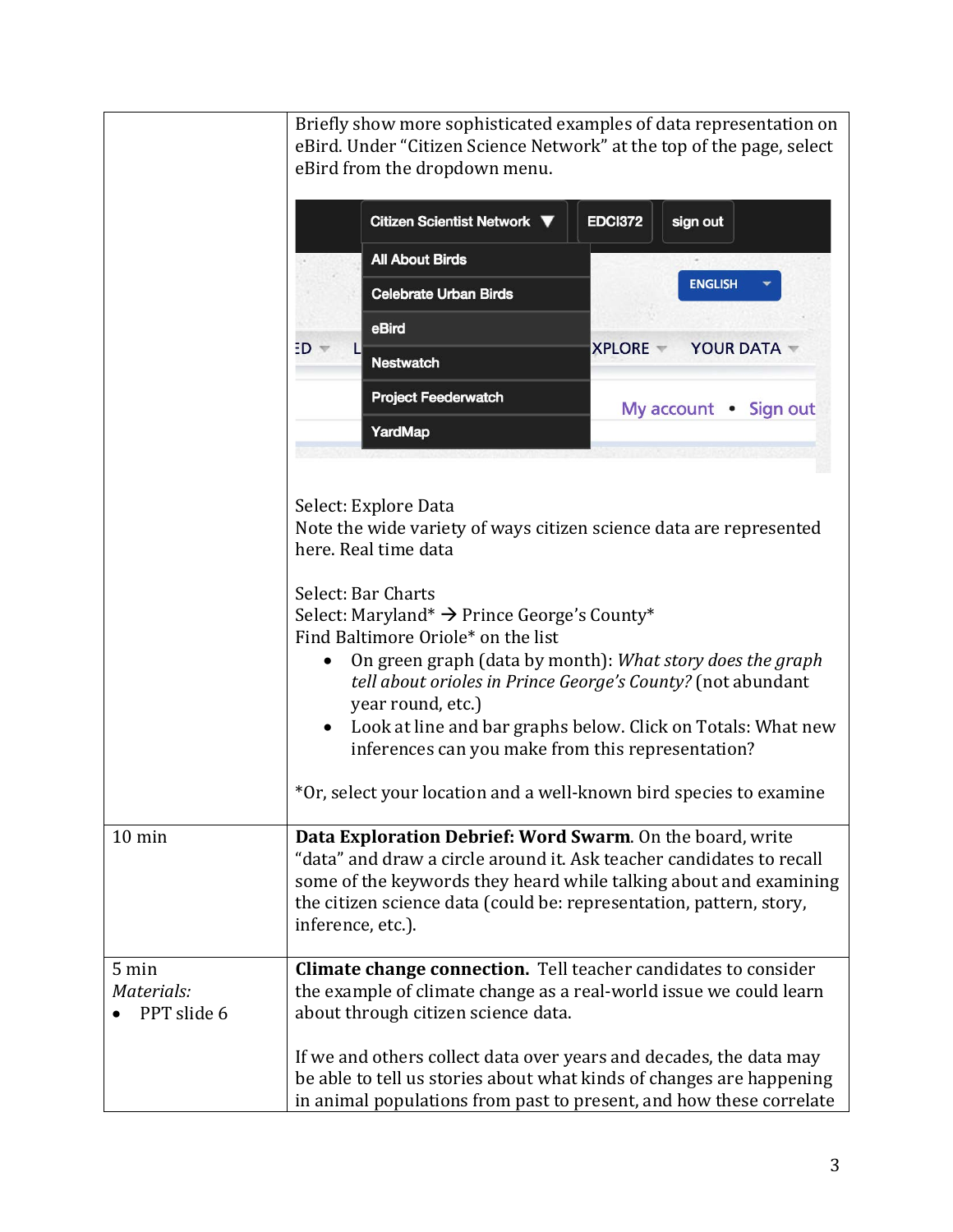| | |
|---|---|
| | Briefly show more sophisticated examples of data representation on eBird. Under "Citizen Science Network" at the top of the page, select eBird from the dropdown menu.<br><br>Select: Explore Data<br>Note the wide variety of ways citizen science data are represented here. Real time data<br><br>Select: Bar Charts<br>Select: Maryland* → Prince George's County*<br>Find Baltimore Oriole* on the list<br>• On green graph (data by month): *What story does the graph tell about orioles in Prince George's County?* (not abundant year round, etc.)<br>• Look at line and bar graphs below. Click on Totals: What new inferences can you make from this representation?<br><br>*Or, select your location and a well-known bird species to examine |
| 10 min | **Data Exploration Debrief: Word Swarm**. On the board, write "data" and draw a circle around it. Ask teacher candidates to recall some of the keywords they heard while talking about and examining the citizen science data (could be: representation, pattern, story, inference, etc.). |
| 5 min<br>*Materials:*<br>• PPT slide 6 | **Climate change connection.** Tell teacher candidates to consider the example of climate change as a real-world issue we could learn about through citizen science data.<br><br>If we and others collect data over years and decades, the data may be able to tell us stories about what kinds of changes are happening in animal populations from past to present, and how these correlate |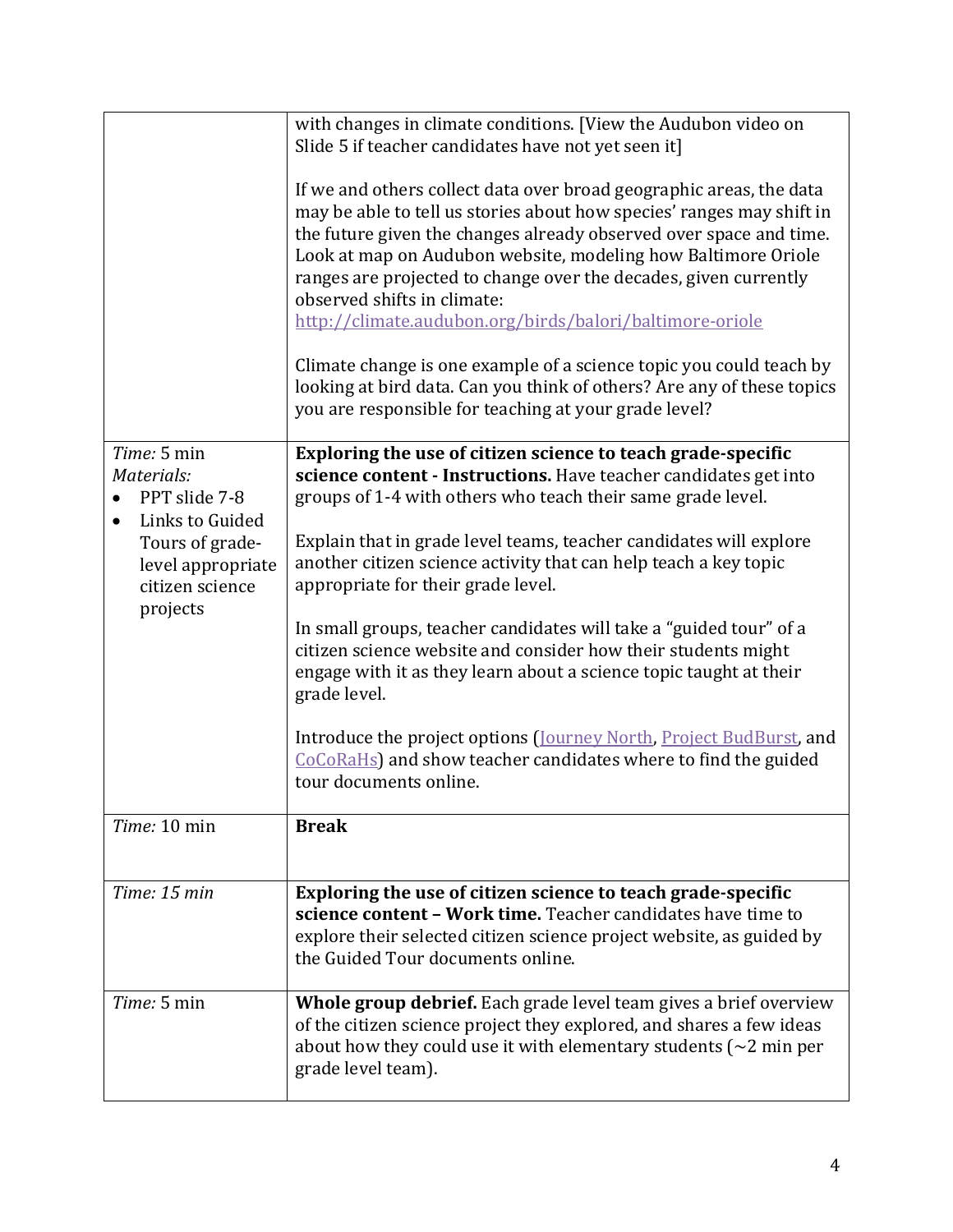| | |
|---|---|
| | with changes in climate conditions. [View the Audubon video on Slide 5 if teacher candidates have not yet seen it]<br><br>If we and others collect data over broad geographic areas, the data may be able to tell us stories about how species' ranges may shift in the future given the changes already observed over space and time. Look at map on Audubon website, modeling how Baltimore Oriole ranges are projected to change over the decades, given currently observed shifts in climate: [http://climate.audubon.org/birds/balori/baltimore-oriole](http://climate.audubon.org/birds/balori/baltimore-oriole)<br><br>Climate change is one example of a science topic you could teach by looking at bird data. Can you think of others? Are any of these topics you are responsible for teaching at your grade level? |
| *Time:* 5 min<br>*Materials:*<br>• PPT slide 7-8<br>• Links to Guided Tours of grade-level appropriate citizen science projects | **Exploring the use of citizen science to teach grade-specific science content - Instructions.** Have teacher candidates get into groups of 1-4 with others who teach their same grade level.<br><br>Explain that in grade level teams, teacher candidates will explore another citizen science activity that can help teach a key topic appropriate for their grade level.<br><br>In small groups, teacher candidates will take a "guided tour" of a citizen science website and consider how their students might engage with it as they learn about a science topic taught at their grade level.<br><br>Introduce the project options (Journey North, Project BudBurst, and CoCoRaHs) and show teacher candidates where to find the guided tour documents online. |
| *Time:* 10 min | **Break** |
| *Time: 15 min* | **Exploring the use of citizen science to teach grade-specific science content – Work time.** Teacher candidates have time to explore their selected citizen science project website, as guided by the Guided Tour documents online. |
| *Time:* 5 min | **Whole group debrief.** Each grade level team gives a brief overview of the citizen science project they explored, and shares a few ideas about how they could use it with elementary students (~2 min per grade level team). |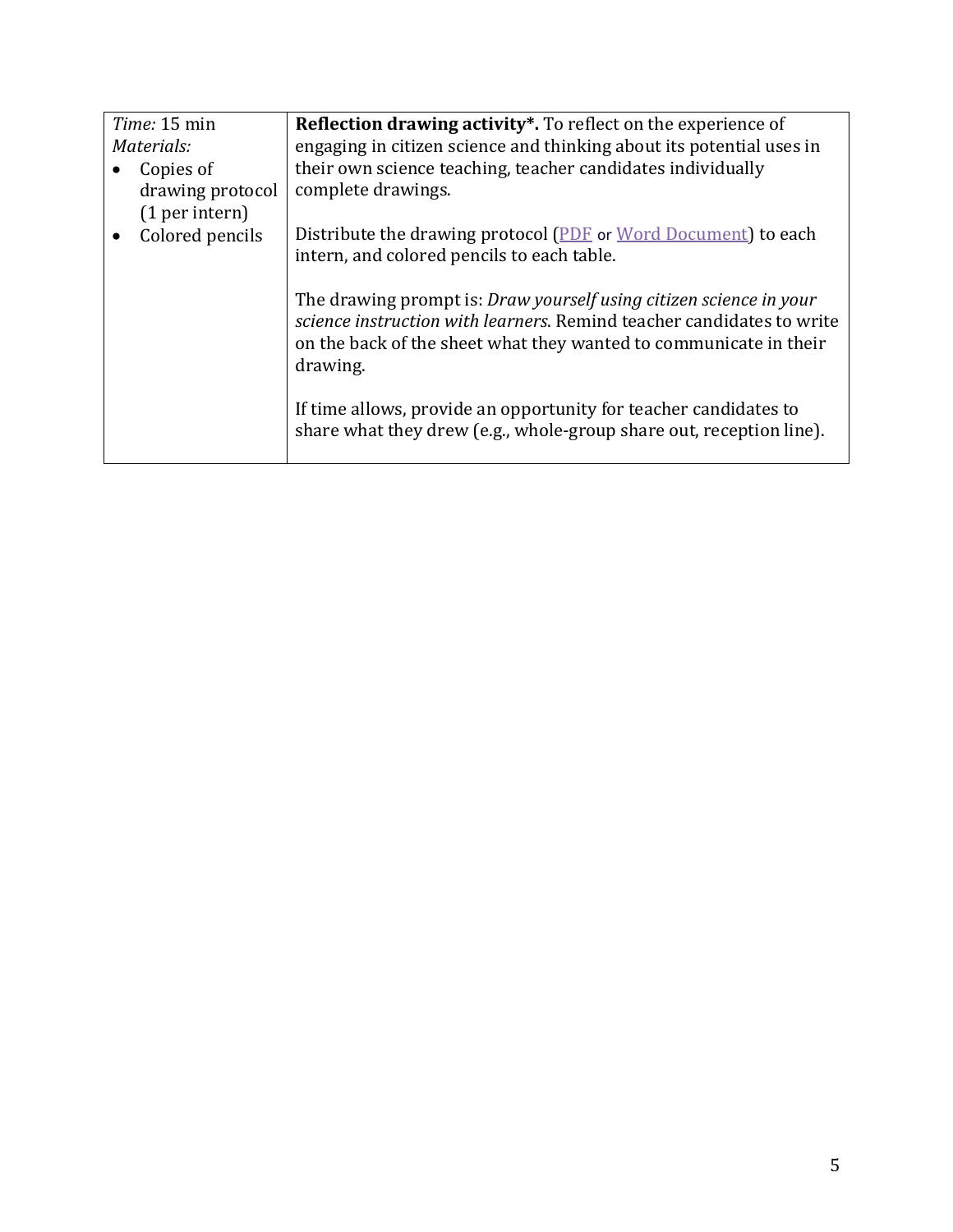| | |
|---|---|
| *Time:* 15 min<br>*Materials:*<br>• Copies of drawing protocol (1 per intern)<br>• Colored pencils | **Reflection drawing activity*.** To reflect on the experience of engaging in citizen science and thinking about its potential uses in their own science teaching, teacher candidates individually complete drawings.<br><br>Distribute the drawing protocol (PDF or Word Document) to each intern, and colored pencils to each table.<br><br>The drawing prompt is: *Draw yourself using citizen science in your science instruction with learners*. Remind teacher candidates to write on the back of the sheet what they wanted to communicate in their drawing.<br><br>If time allows, provide an opportunity for teacher candidates to share what they drew (e.g., whole-group share out, reception line). |